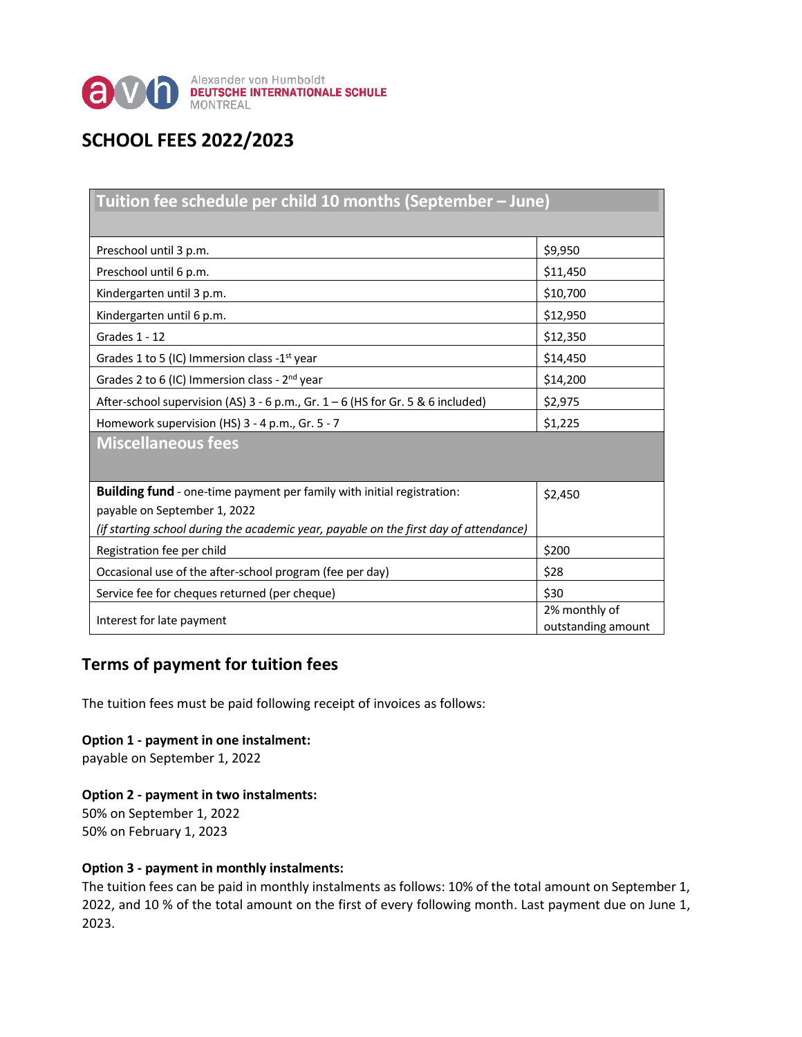Alexander von Humboldt
**DEUTSCHE INTERNATIONALE SCHULE**
MONTREAL

# SCHOOL FEES 2022/2023

| Tuition fee schedule per child 10 months (September – June) | |
|---|---|
| Preschool until 3 p.m. | $9,950 |
| Preschool until 6 p.m. | $11,450 |
| Kindergarten until 3 p.m. | $10,700 |
| Kindergarten until 6 p.m. | $12,950 |
| Grades 1 - 12 | $12,350 |
| Grades 1 to 5 (IC) Immersion class -1st year | $14,450 |
| Grades 2 to 6 (IC) Immersion class - 2nd year | $14,200 |
| After-school supervision (AS) 3 - 6 p.m., Gr. 1 – 6 (HS for Gr. 5 & 6 included) | $2,975 |
| Homework supervision (HS) 3 - 4 p.m., Gr. 5 - 7 | $1,225 |
| **Miscellaneous fees** | |
| **Building fund** - one-time payment per family with initial registration: payable on September 1, 2022 *(if starting school during the academic year, payable on the first day of attendance)* | $2,450 |
| Registration fee per child | $200 |
| Occasional use of the after-school program (fee per day) | $28 |
| Service fee for cheques returned (per cheque) | $30 |
| Interest for late payment | 2% monthly of outstanding amount |

## Terms of payment for tuition fees

The tuition fees must be paid following receipt of invoices as follows:

**Option 1 - payment in one instalment:**
payable on September 1, 2022

**Option 2 - payment in two instalments:**
50% on September 1, 2022
50% on February 1, 2023

**Option 3 - payment in monthly instalments:**
The tuition fees can be paid in monthly instalments as follows: 10% of the total amount on September 1, 2022, and 10 % of the total amount on the first of every following month. Last payment due on June 1, 2023.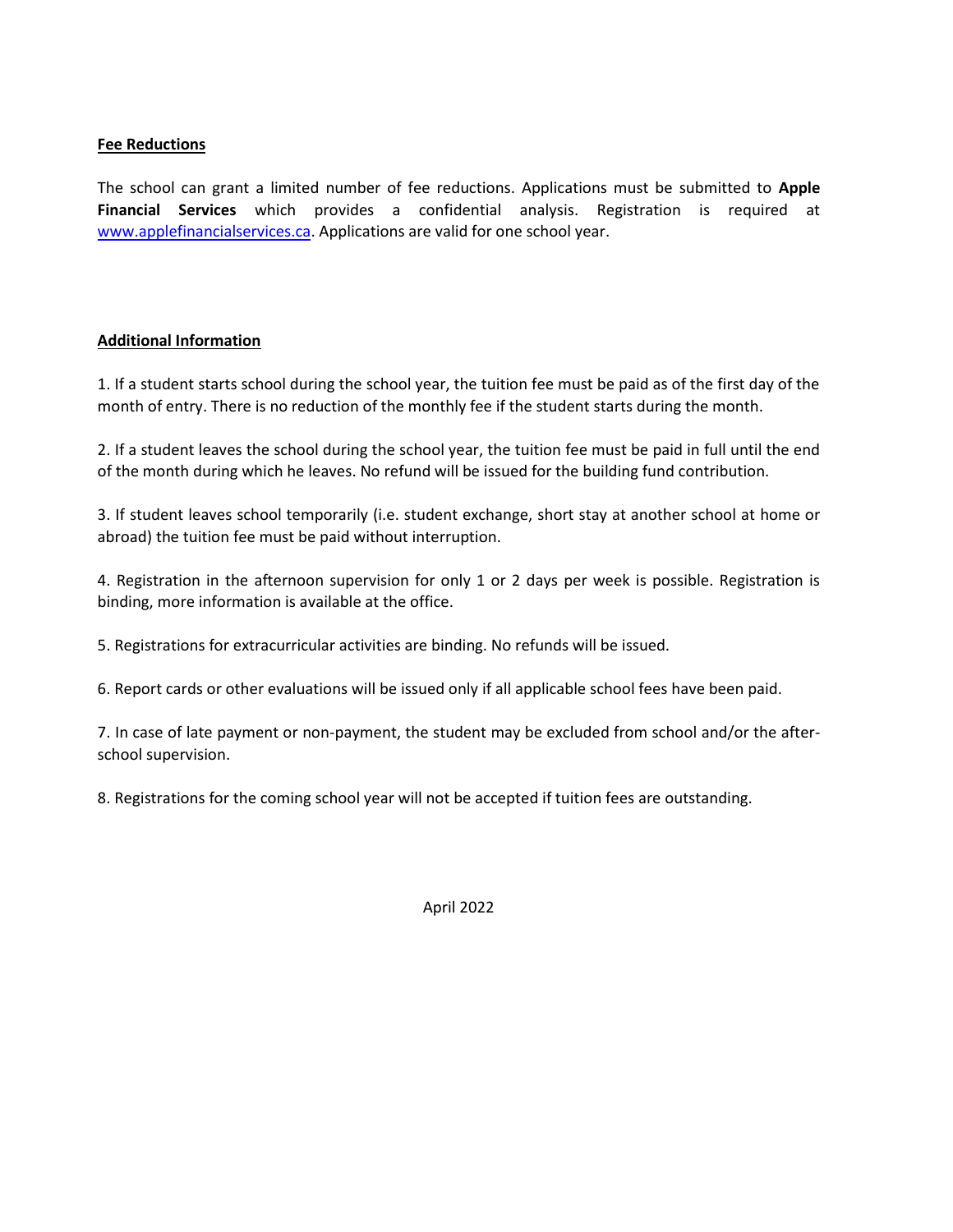**Fee Reductions**

The school can grant a limited number of fee reductions. Applications must be submitted to **Apple Financial Services** which provides a confidential analysis. Registration is required at [www.applefinancialservices.ca](www.applefinancialservices.ca). Applications are valid for one school year.

**Additional Information**

1. If a student starts school during the school year, the tuition fee must be paid as of the first day of the month of entry. There is no reduction of the monthly fee if the student starts during the month.

2. If a student leaves the school during the school year, the tuition fee must be paid in full until the end of the month during which he leaves. No refund will be issued for the building fund contribution.

3. If student leaves school temporarily (i.e. student exchange, short stay at another school at home or abroad) the tuition fee must be paid without interruption.

4. Registration in the afternoon supervision for only 1 or 2 days per week is possible. Registration is binding, more information is available at the office.

5. Registrations for extracurricular activities are binding. No refunds will be issued.

6. Report cards or other evaluations will be issued only if all applicable school fees have been paid.

7. In case of late payment or non-payment, the student may be excluded from school and/or the after-school supervision.

8. Registrations for the coming school year will not be accepted if tuition fees are outstanding.

April 2022